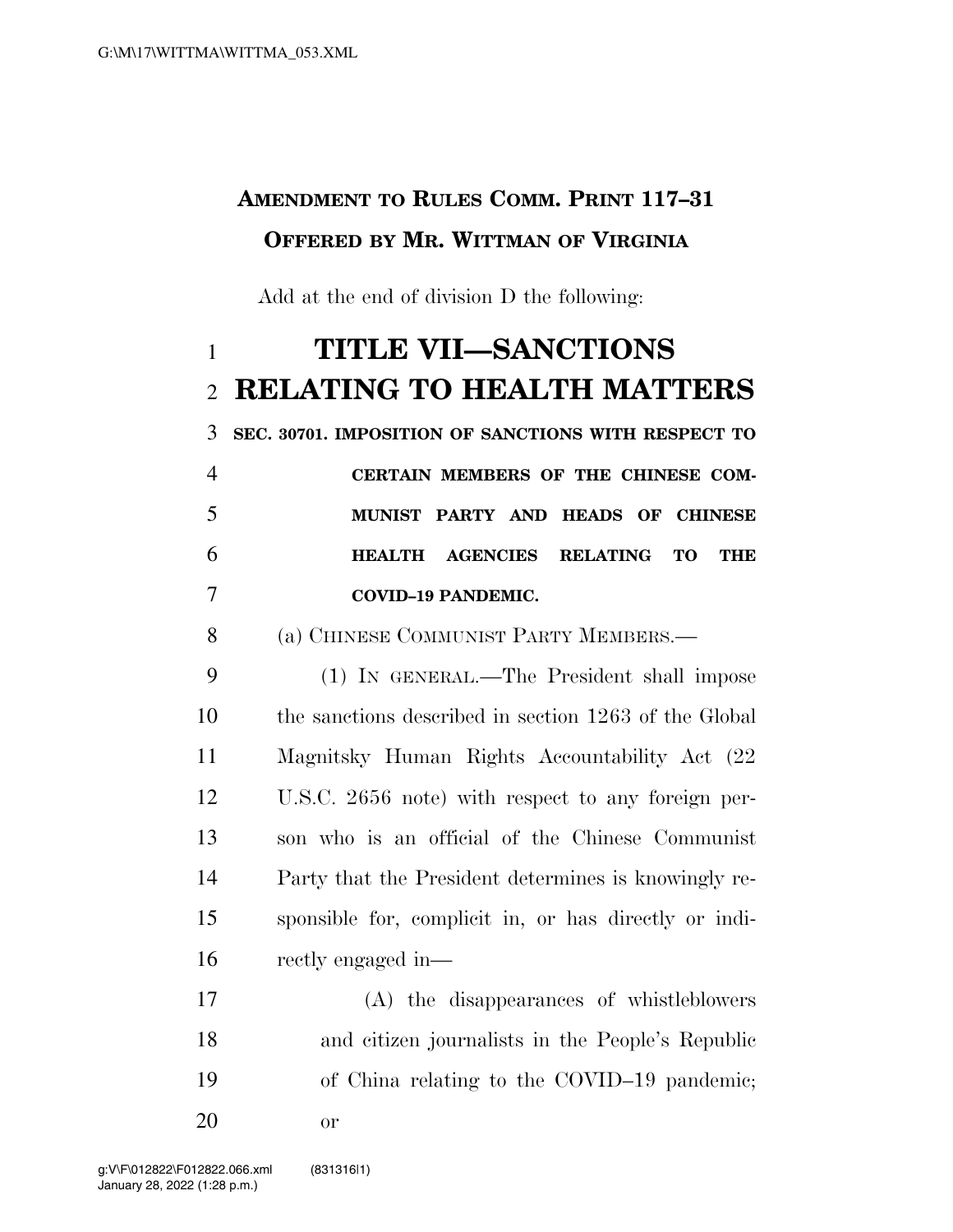**AMENDMENT TO RULES COMM. PRINT 117–31**
**OFFERED BY MR. WITTMAN OF VIRGINIA**

Add at the end of division D the following:

# TITLE VII—SANCTIONS RELATING TO HEALTH MATTERS

**SEC. 30701. IMPOSITION OF SANCTIONS WITH RESPECT TO CERTAIN MEMBERS OF THE CHINESE COMMUNIST PARTY AND HEADS OF CHINESE HEALTH AGENCIES RELATING TO THE COVID–19 PANDEMIC.**

(a) CHINESE COMMUNIST PARTY MEMBERS.—

(1) IN GENERAL.—The President shall impose the sanctions described in section 1263 of the Global Magnitsky Human Rights Accountability Act (22 U.S.C. 2656 note) with respect to any foreign person who is an official of the Chinese Communist Party that the President determines is knowingly responsible for, complicit in, or has directly or indirectly engaged in—

(A) the disappearances of whistleblowers and citizen journalists in the People's Republic of China relating to the COVID–19 pandemic; or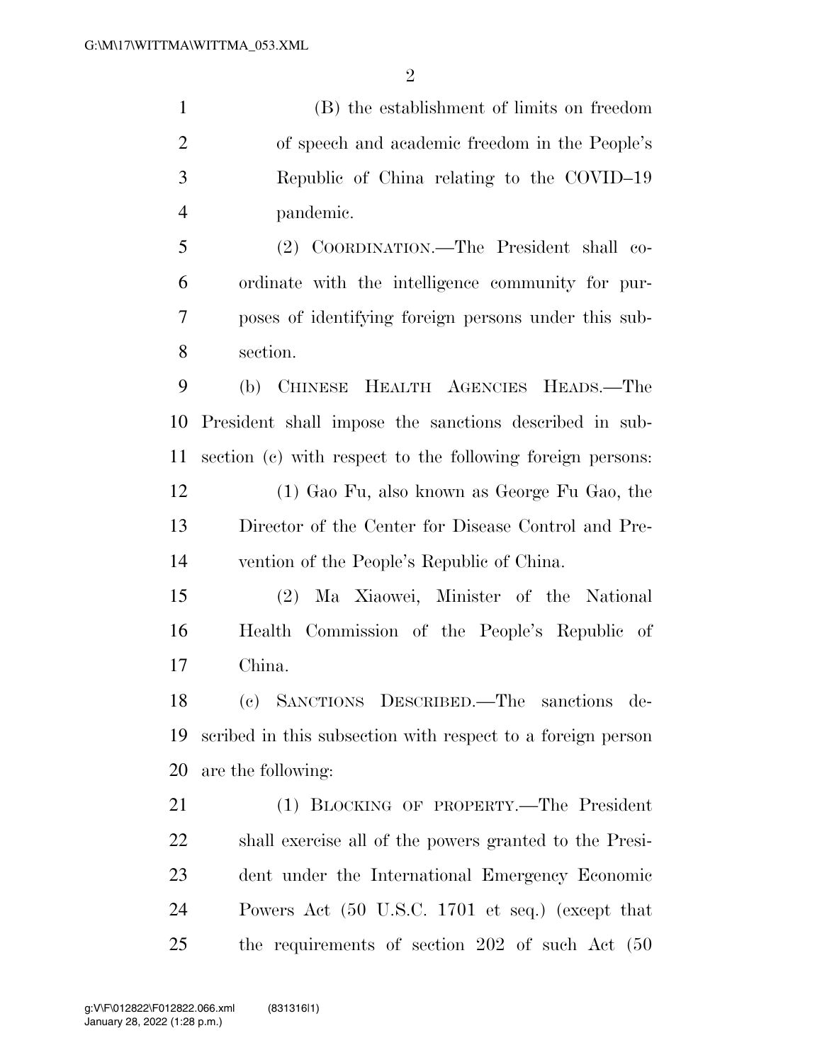(B) the establishment of limits on freedom of speech and academic freedom in the People's Republic of China relating to the COVID–19 pandemic.

(2) COORDINATION.—The President shall coordinate with the intelligence community for purposes of identifying foreign persons under this subsection.

(b) CHINESE HEALTH AGENCIES HEADS.—The President shall impose the sanctions described in subsection (c) with respect to the following foreign persons:

(1) Gao Fu, also known as George Fu Gao, the Director of the Center for Disease Control and Prevention of the People's Republic of China.

(2) Ma Xiaowei, Minister of the National Health Commission of the People's Republic of China.

(c) SANCTIONS DESCRIBED.—The sanctions described in this subsection with respect to a foreign person are the following:

(1) BLOCKING OF PROPERTY.—The President shall exercise all of the powers granted to the President under the International Emergency Economic Powers Act (50 U.S.C. 1701 et seq.) (except that the requirements of section 202 of such Act (50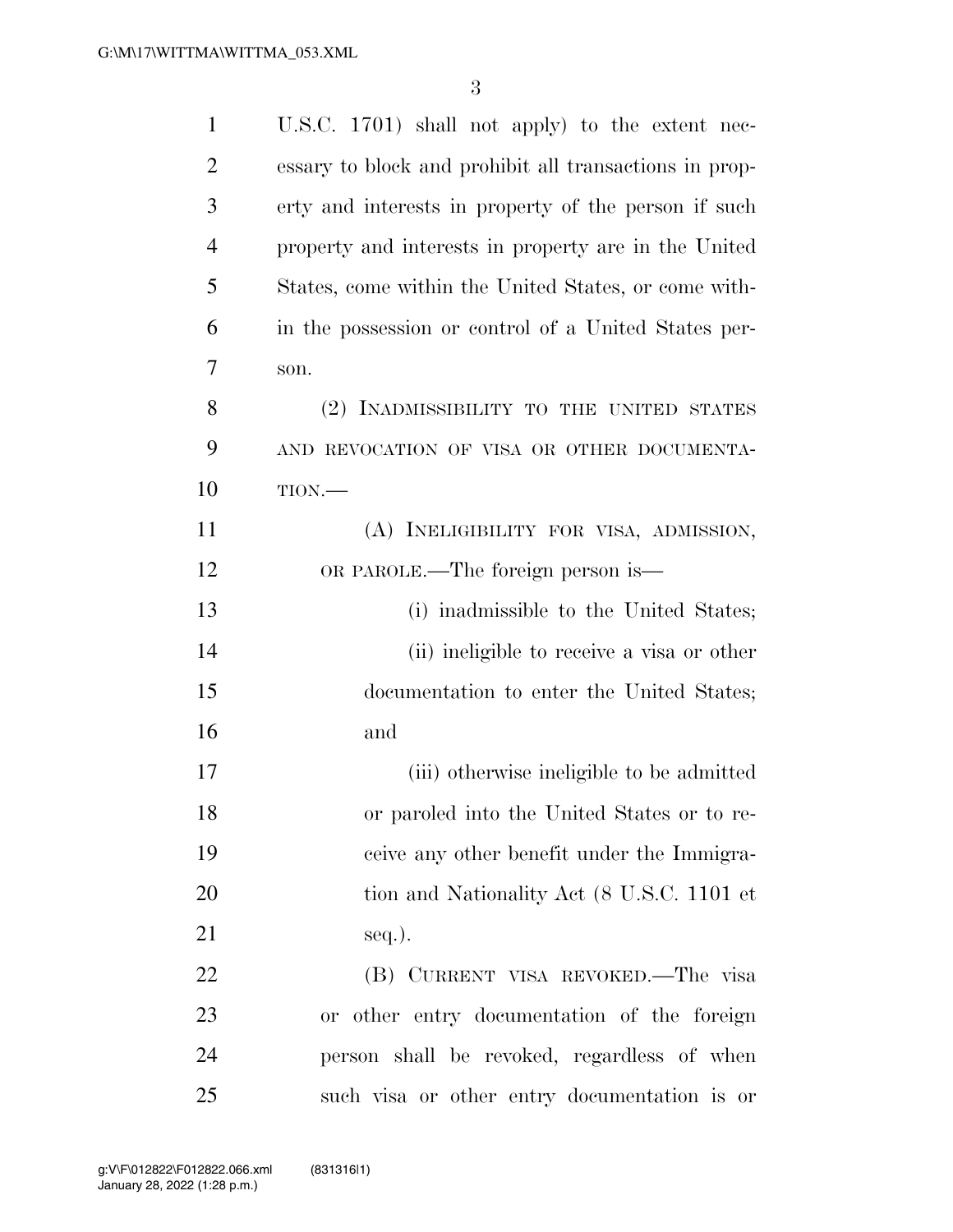U.S.C. 1701) shall not apply) to the extent necessary to block and prohibit all transactions in property and interests in property of the person if such property and interests in property are in the United States, come within the United States, or come within the possession or control of a United States person.

(2) INADMISSIBILITY TO THE UNITED STATES AND REVOCATION OF VISA OR OTHER DOCUMENTATION.—

(A) INELIGIBILITY FOR VISA, ADMISSION, OR PAROLE.—The foreign person is—

(i) inadmissible to the United States;

(ii) ineligible to receive a visa or other documentation to enter the United States; and

(iii) otherwise ineligible to be admitted or paroled into the United States or to receive any other benefit under the Immigration and Nationality Act (8 U.S.C. 1101 et seq.).

(B) CURRENT VISA REVOKED.—The visa or other entry documentation of the foreign person shall be revoked, regardless of when such visa or other entry documentation is or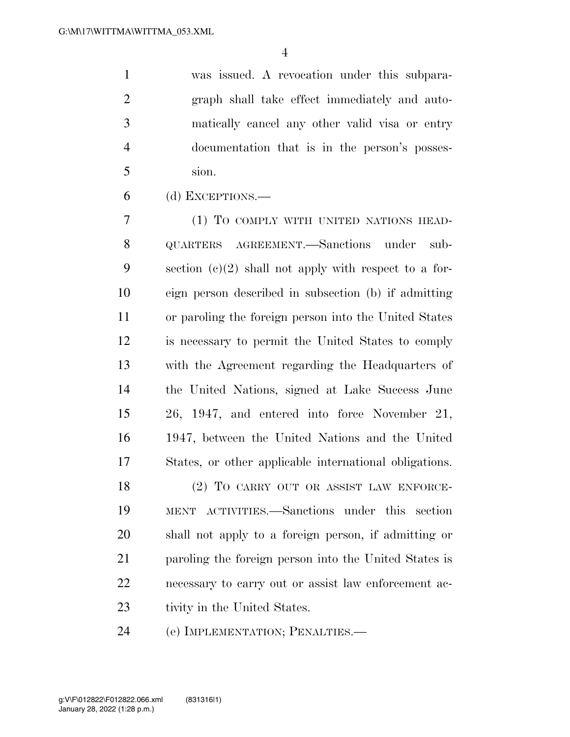was issued. A revocation under this subparagraph shall take effect immediately and automatically cancel any other valid visa or entry documentation that is in the person's possession.

(d) EXCEPTIONS.—

(1) TO COMPLY WITH UNITED NATIONS HEADQUARTERS AGREEMENT.—Sanctions under subsection (c)(2) shall not apply with respect to a foreign person described in subsection (b) if admitting or paroling the foreign person into the United States is necessary to permit the United States to comply with the Agreement regarding the Headquarters of the United Nations, signed at Lake Success June 26, 1947, and entered into force November 21, 1947, between the United Nations and the United States, or other applicable international obligations.

(2) TO CARRY OUT OR ASSIST LAW ENFORCEMENT ACTIVITIES.—Sanctions under this section shall not apply to a foreign person, if admitting or paroling the foreign person into the United States is necessary to carry out or assist law enforcement activity in the United States.

(e) IMPLEMENTATION; PENALTIES.—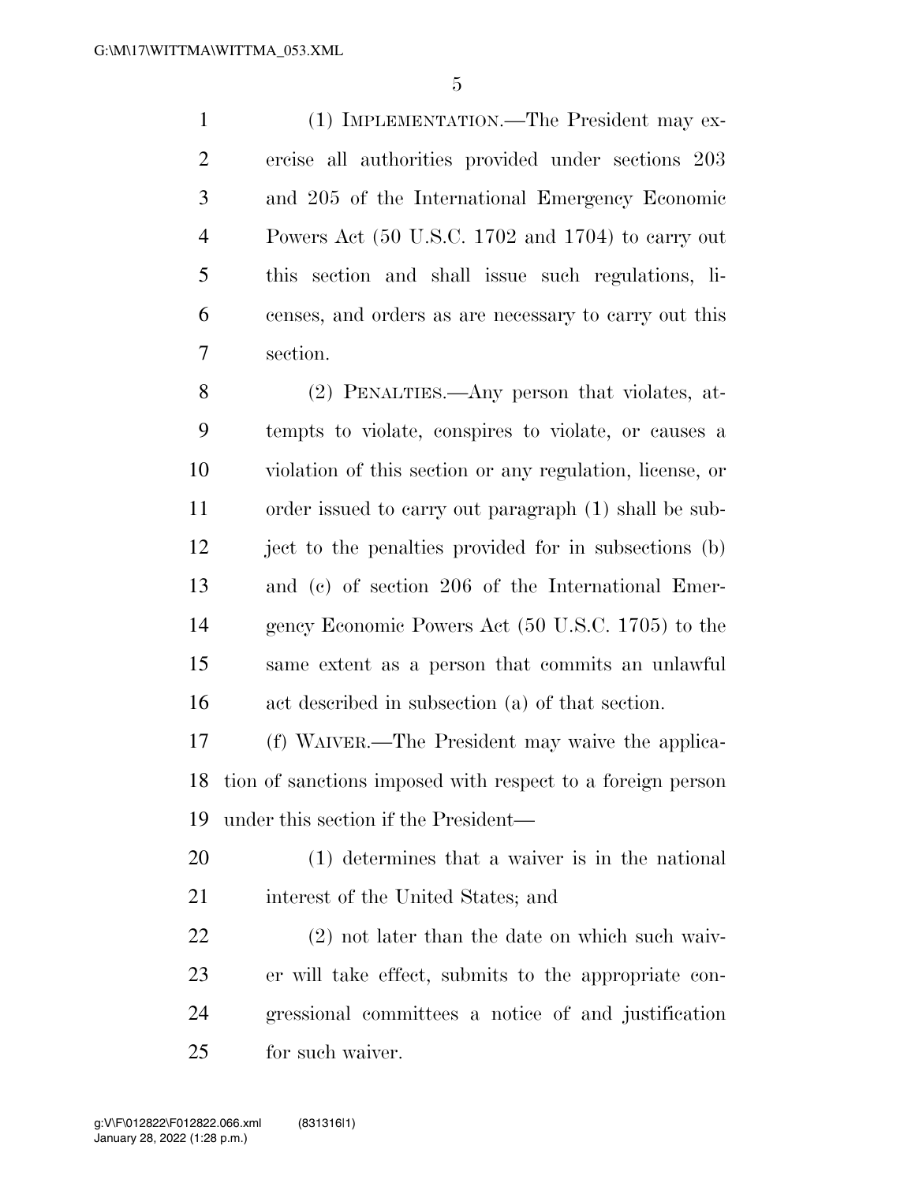(1) IMPLEMENTATION.—The President may exercise all authorities provided under sections 203 and 205 of the International Emergency Economic Powers Act (50 U.S.C. 1702 and 1704) to carry out this section and shall issue such regulations, licenses, and orders as are necessary to carry out this section.

(2) PENALTIES.—Any person that violates, attempts to violate, conspires to violate, or causes a violation of this section or any regulation, license, or order issued to carry out paragraph (1) shall be subject to the penalties provided for in subsections (b) and (c) of section 206 of the International Emergency Economic Powers Act (50 U.S.C. 1705) to the same extent as a person that commits an unlawful act described in subsection (a) of that section.

(f) WAIVER.—The President may waive the application of sanctions imposed with respect to a foreign person under this section if the President—

(1) determines that a waiver is in the national interest of the United States; and

(2) not later than the date on which such waiver will take effect, submits to the appropriate congressional committees a notice of and justification for such waiver.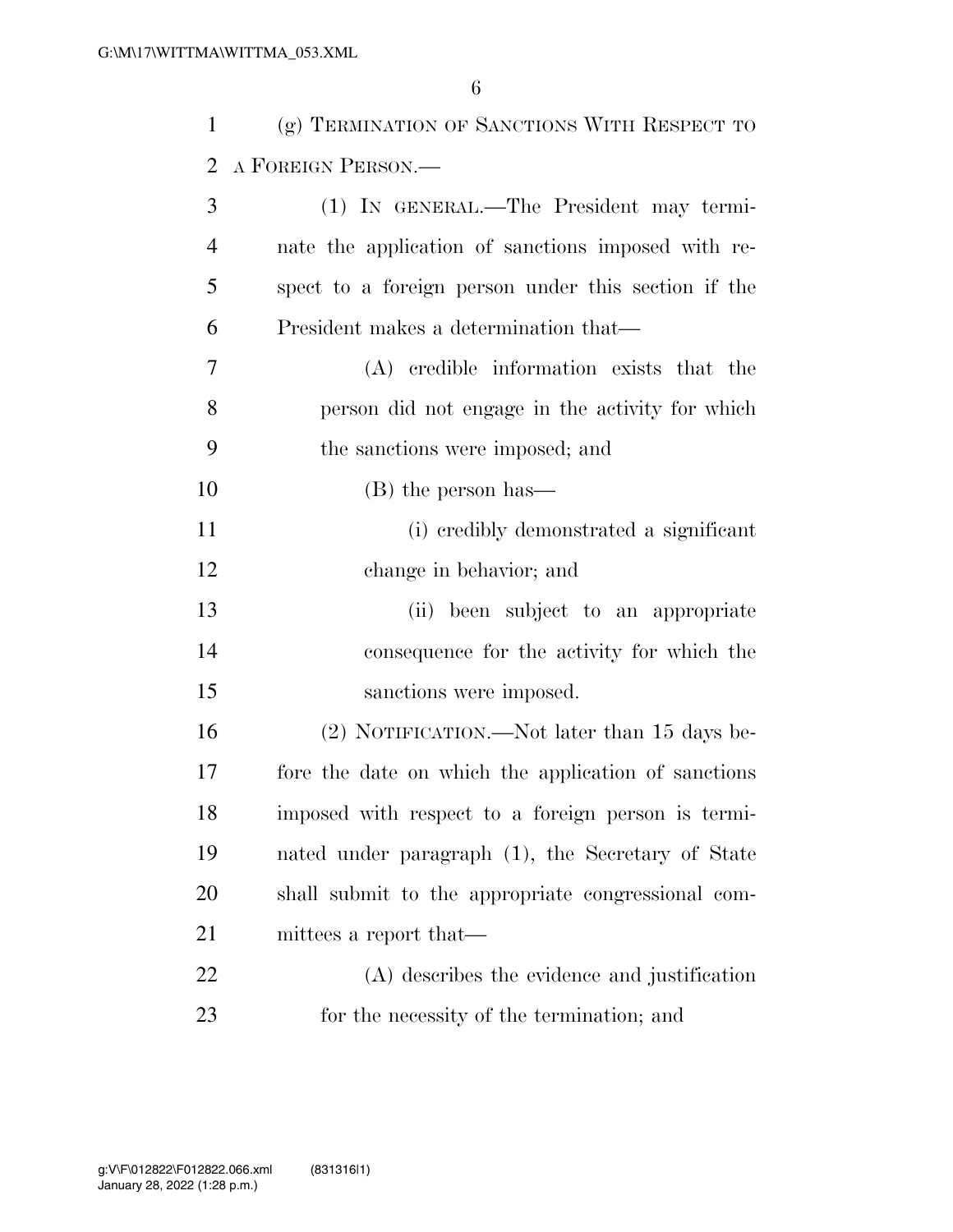(g) TERMINATION OF SANCTIONS WITH RESPECT TO A FOREIGN PERSON.—

(1) IN GENERAL.—The President may terminate the application of sanctions imposed with respect to a foreign person under this section if the President makes a determination that—

(A) credible information exists that the person did not engage in the activity for which the sanctions were imposed; and

(B) the person has—

(i) credibly demonstrated a significant change in behavior; and

(ii) been subject to an appropriate consequence for the activity for which the sanctions were imposed.

(2) NOTIFICATION.—Not later than 15 days before the date on which the application of sanctions imposed with respect to a foreign person is terminated under paragraph (1), the Secretary of State shall submit to the appropriate congressional committees a report that—

(A) describes the evidence and justification for the necessity of the termination; and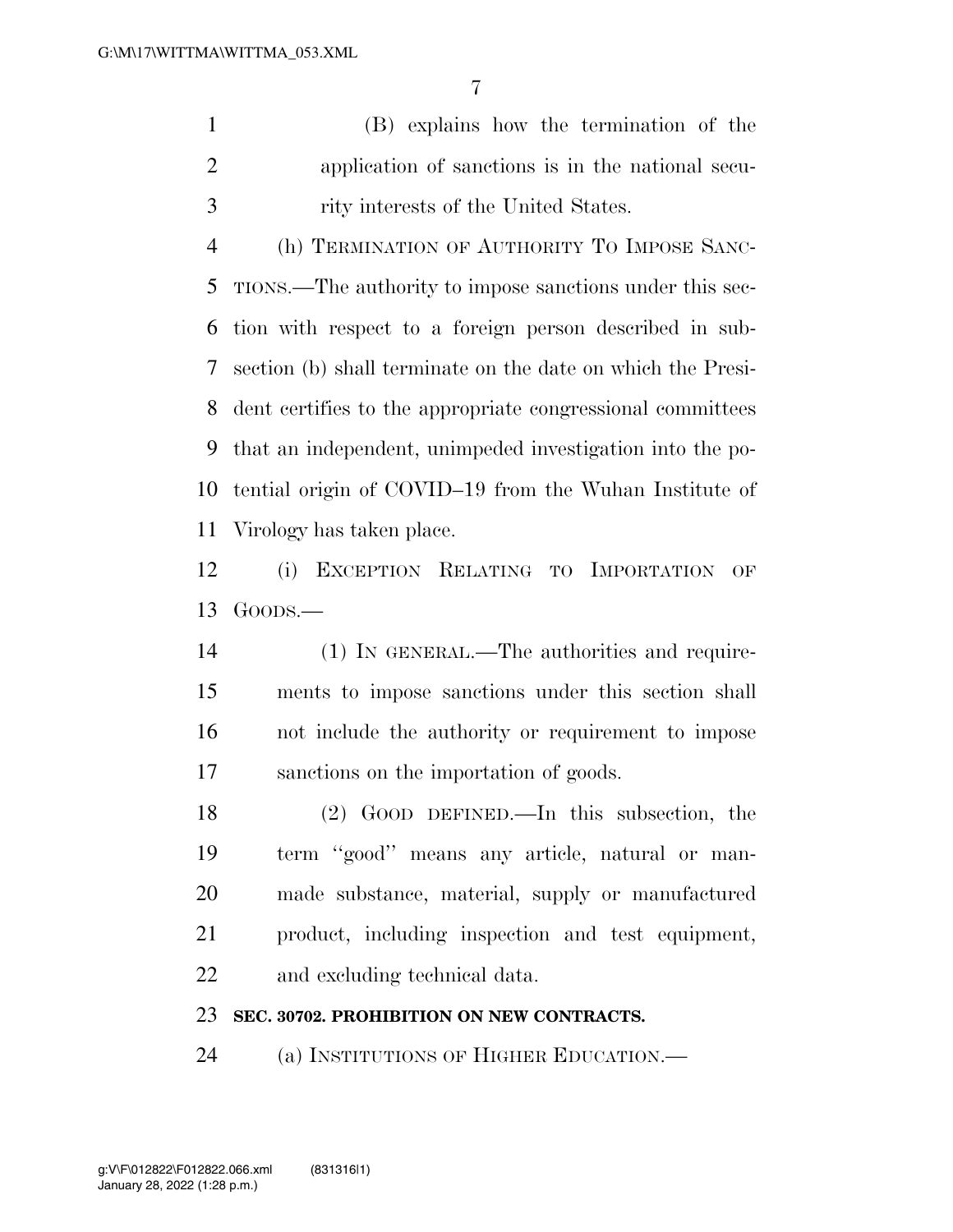(B) explains how the termination of the application of sanctions is in the national security interests of the United States.

(h) TERMINATION OF AUTHORITY TO IMPOSE SANCTIONS.—The authority to impose sanctions under this section with respect to a foreign person described in subsection (b) shall terminate on the date on which the President certifies to the appropriate congressional committees that an independent, unimpeded investigation into the potential origin of COVID–19 from the Wuhan Institute of Virology has taken place.

(i) EXCEPTION RELATING TO IMPORTATION OF GOODS.—

(1) IN GENERAL.—The authorities and requirements to impose sanctions under this section shall not include the authority or requirement to impose sanctions on the importation of goods.

(2) GOOD DEFINED.—In this subsection, the term ''good'' means any article, natural or manmade substance, material, supply or manufactured product, including inspection and test equipment, and excluding technical data.

**SEC. 30702. PROHIBITION ON NEW CONTRACTS.**

(a) INSTITUTIONS OF HIGHER EDUCATION.—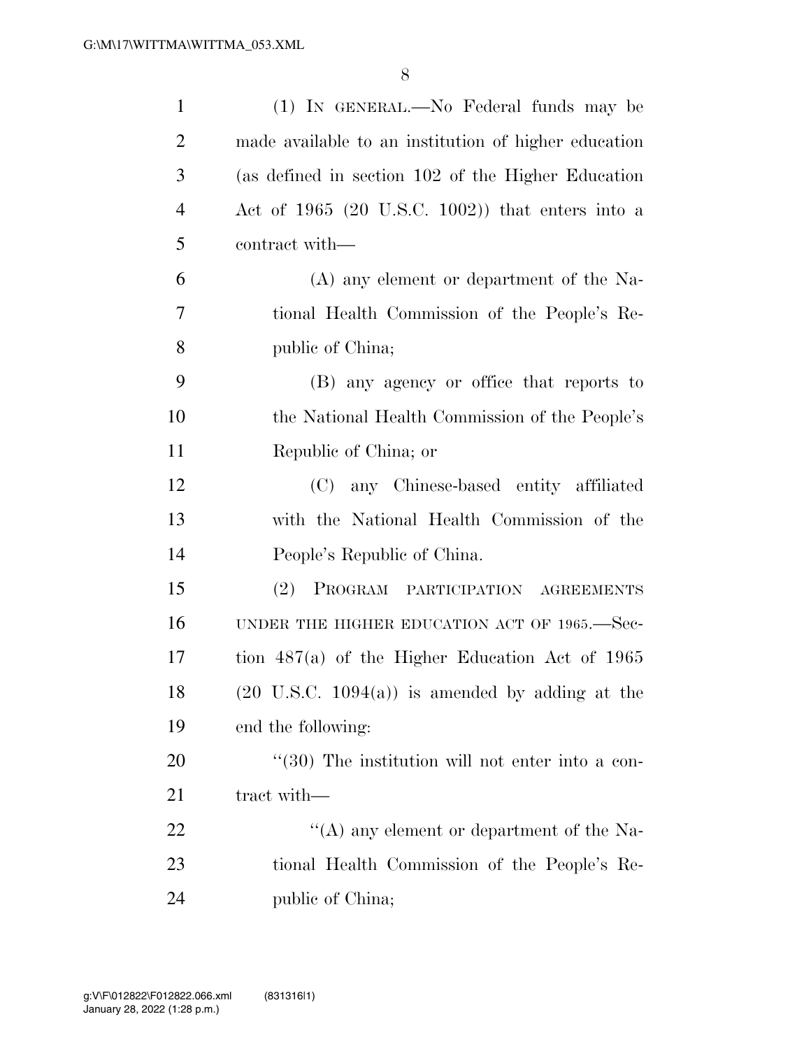(1) IN GENERAL.—No Federal funds may be made available to an institution of higher education (as defined in section 102 of the Higher Education Act of 1965 (20 U.S.C. 1002)) that enters into a contract with—

(A) any element or department of the National Health Commission of the People's Republic of China;

(B) any agency or office that reports to the National Health Commission of the People's Republic of China; or

(C) any Chinese-based entity affiliated with the National Health Commission of the People's Republic of China.

(2) PROGRAM PARTICIPATION AGREEMENTS UNDER THE HIGHER EDUCATION ACT OF 1965.—Section 487(a) of the Higher Education Act of 1965 (20 U.S.C. 1094(a)) is amended by adding at the end the following:

''(30) The institution will not enter into a contract with—

''(A) any element or department of the National Health Commission of the People's Republic of China;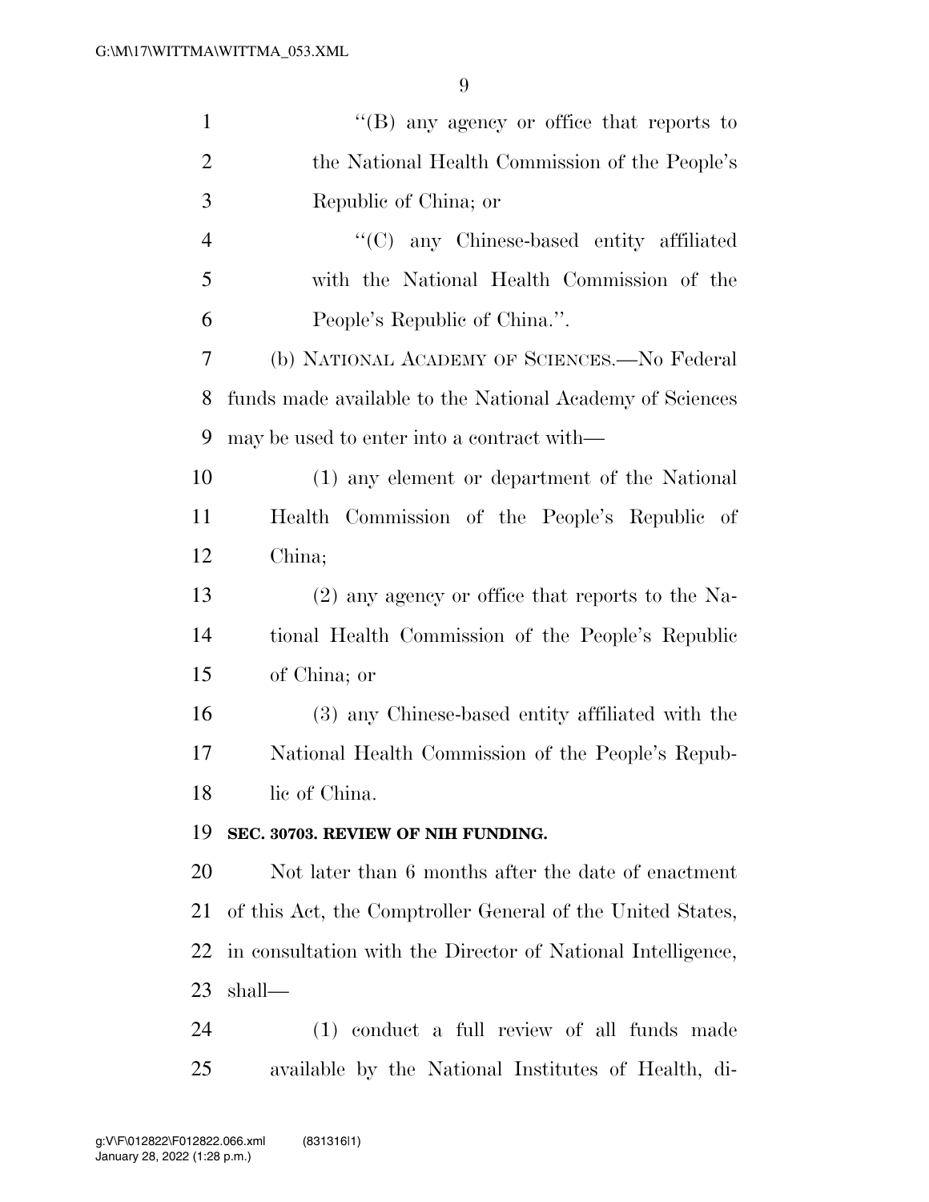"(B) any agency or office that reports to the National Health Commission of the People's Republic of China; or

"(C) any Chinese-based entity affiliated with the National Health Commission of the People's Republic of China.".

(b) NATIONAL ACADEMY OF SCIENCES.—No Federal funds made available to the National Academy of Sciences may be used to enter into a contract with—

(1) any element or department of the National Health Commission of the People's Republic of China;

(2) any agency or office that reports to the National Health Commission of the People's Republic of China; or

(3) any Chinese-based entity affiliated with the National Health Commission of the People's Republic of China.

**SEC. 30703. REVIEW OF NIH FUNDING.**

Not later than 6 months after the date of enactment of this Act, the Comptroller General of the United States, in consultation with the Director of National Intelligence, shall—

(1) conduct a full review of all funds made available by the National Institutes of Health, di-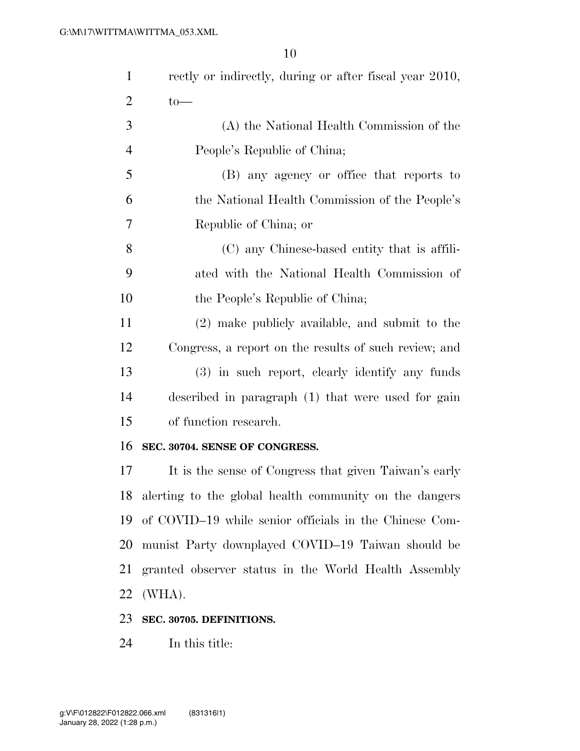rectly or indirectly, during or after fiscal year 2010, to—

(A) the National Health Commission of the People's Republic of China;

(B) any agency or office that reports to the National Health Commission of the People's Republic of China; or

(C) any Chinese-based entity that is affiliated with the National Health Commission of the People's Republic of China;

(2) make publicly available, and submit to the Congress, a report on the results of such review; and

(3) in such report, clearly identify any funds described in paragraph (1) that were used for gain of function research.

**SEC. 30704. SENSE OF CONGRESS.**

It is the sense of Congress that given Taiwan's early alerting to the global health community on the dangers of COVID–19 while senior officials in the Chinese Communist Party downplayed COVID–19 Taiwan should be granted observer status in the World Health Assembly (WHA).

**SEC. 30705. DEFINITIONS.**

In this title: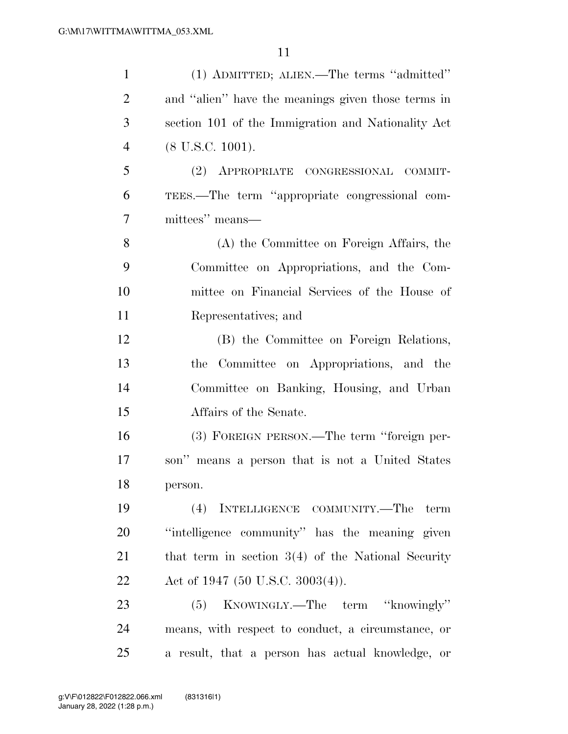(1) ADMITTED; ALIEN.—The terms "admitted" and "alien" have the meanings given those terms in section 101 of the Immigration and Nationality Act (8 U.S.C. 1001).

(2) APPROPRIATE CONGRESSIONAL COMMITTEES.—The term "appropriate congressional committees" means—

(A) the Committee on Foreign Affairs, the Committee on Appropriations, and the Committee on Financial Services of the House of Representatives; and

(B) the Committee on Foreign Relations, the Committee on Appropriations, and the Committee on Banking, Housing, and Urban Affairs of the Senate.

(3) FOREIGN PERSON.—The term "foreign person" means a person that is not a United States person.

(4) INTELLIGENCE COMMUNITY.—The term "intelligence community" has the meaning given that term in section 3(4) of the National Security Act of 1947 (50 U.S.C. 3003(4)).

(5) KNOWINGLY.—The term "knowingly" means, with respect to conduct, a circumstance, or a result, that a person has actual knowledge, or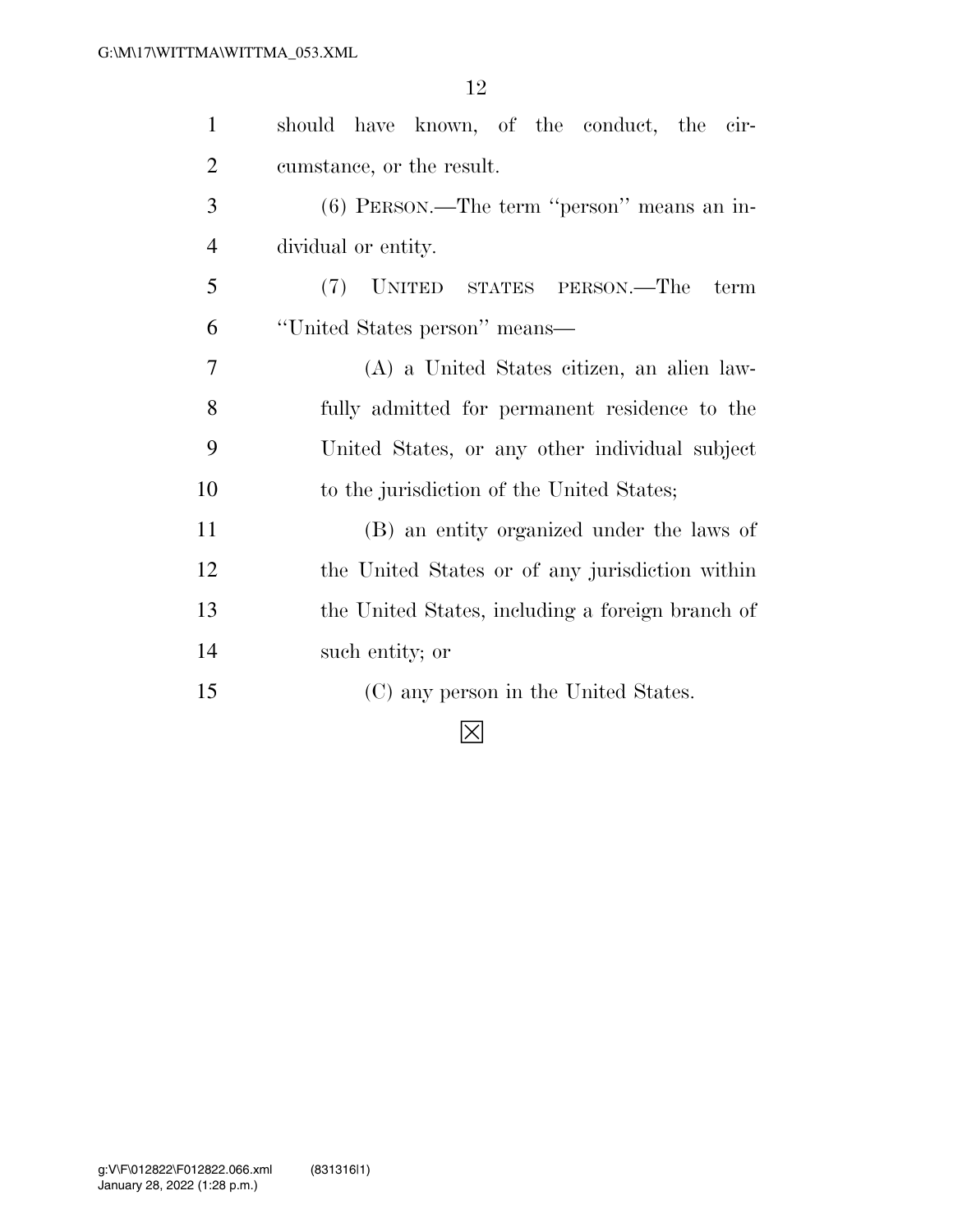should have known, of the conduct, the circumstance, or the result.

(6) PERSON.—The term "person" means an individual or entity.

(7) UNITED STATES PERSON.—The term "United States person" means—

(A) a United States citizen, an alien lawfully admitted for permanent residence to the United States, or any other individual subject to the jurisdiction of the United States;

(B) an entity organized under the laws of the United States or of any jurisdiction within the United States, including a foreign branch of such entity; or

(C) any person in the United States.